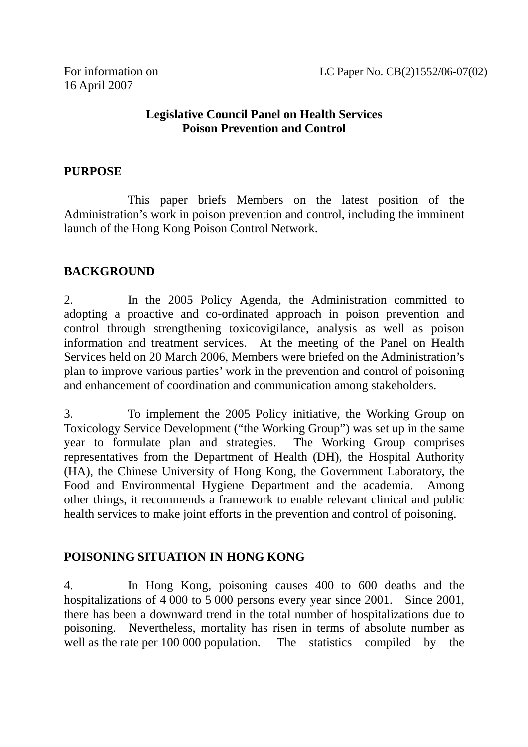For information on 16 April 2007

LC Paper No. CB(2)1552/06-07(02)

**Legislative Council Panel on Health Services**
**Poison Prevention and Control**

## PURPOSE

This paper briefs Members on the latest position of the Administration's work in poison prevention and control, including the imminent launch of the Hong Kong Poison Control Network.

## BACKGROUND

2. In the 2005 Policy Agenda, the Administration committed to adopting a proactive and co-ordinated approach in poison prevention and control through strengthening toxicovigilance, analysis as well as poison information and treatment services. At the meeting of the Panel on Health Services held on 20 March 2006, Members were briefed on the Administration's plan to improve various parties' work in the prevention and control of poisoning and enhancement of coordination and communication among stakeholders.

3. To implement the 2005 Policy initiative, the Working Group on Toxicology Service Development ("the Working Group") was set up in the same year to formulate plan and strategies. The Working Group comprises representatives from the Department of Health (DH), the Hospital Authority (HA), the Chinese University of Hong Kong, the Government Laboratory, the Food and Environmental Hygiene Department and the academia. Among other things, it recommends a framework to enable relevant clinical and public health services to make joint efforts in the prevention and control of poisoning.

## POISONING SITUATION IN HONG KONG

4. In Hong Kong, poisoning causes 400 to 600 deaths and the hospitalizations of 4 000 to 5 000 persons every year since 2001. Since 2001, there has been a downward trend in the total number of hospitalizations due to poisoning. Nevertheless, mortality has risen in terms of absolute number as well as the rate per 100 000 population. The statistics compiled by the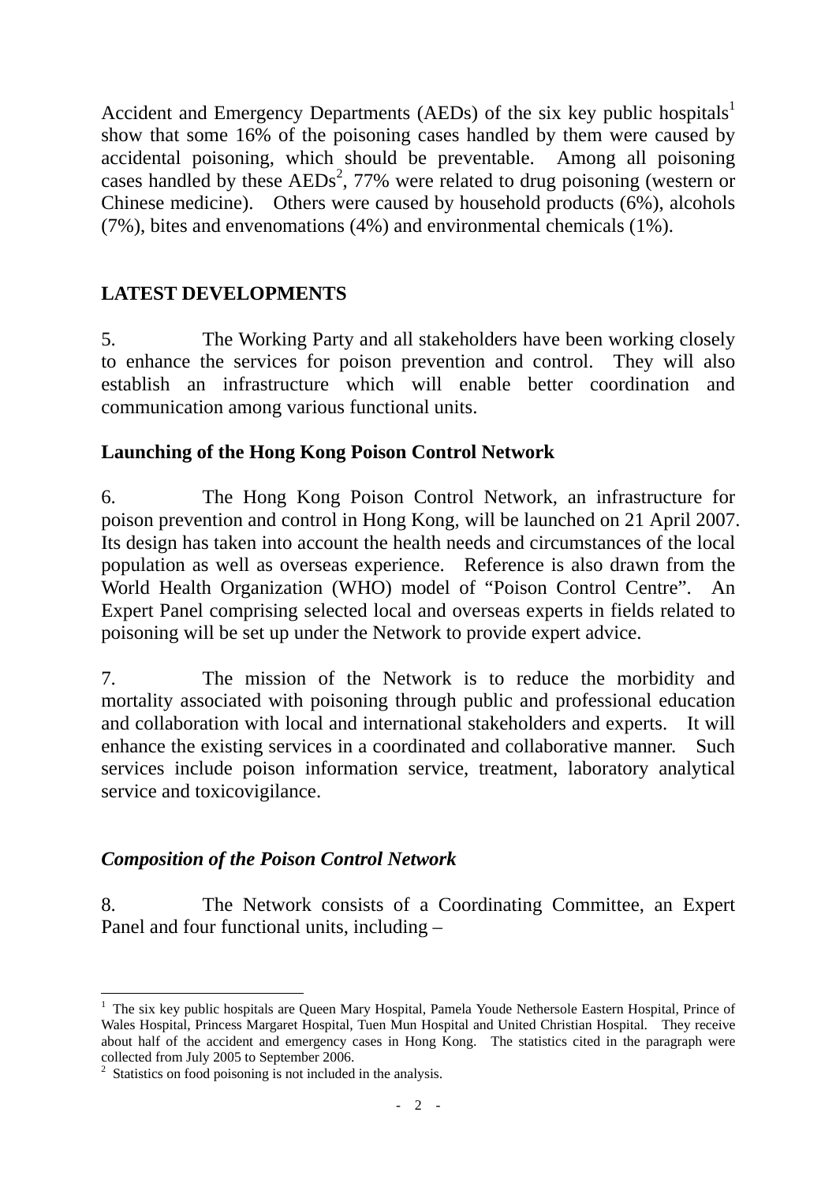Accident and Emergency Departments (AEDs) of the six key public hospitals[1] show that some 16% of the poisoning cases handled by them were caused by accidental poisoning, which should be preventable. Among all poisoning cases handled by these AEDs[2], 77% were related to drug poisoning (western or Chinese medicine). Others were caused by household products (6%), alcohols (7%), bites and envenomations (4%) and environmental chemicals (1%).

## LATEST DEVELOPMENTS

5. The Working Party and all stakeholders have been working closely to enhance the services for poison prevention and control. They will also establish an infrastructure which will enable better coordination and communication among various functional units.

### Launching of the Hong Kong Poison Control Network

6. The Hong Kong Poison Control Network, an infrastructure for poison prevention and control in Hong Kong, will be launched on 21 April 2007. Its design has taken into account the health needs and circumstances of the local population as well as overseas experience. Reference is also drawn from the World Health Organization (WHO) model of "Poison Control Centre". An Expert Panel comprising selected local and overseas experts in fields related to poisoning will be set up under the Network to provide expert advice.

7. The mission of the Network is to reduce the morbidity and mortality associated with poisoning through public and professional education and collaboration with local and international stakeholders and experts. It will enhance the existing services in a coordinated and collaborative manner. Such services include poison information service, treatment, laboratory analytical service and toxicovigilance.

### *Composition of the Poison Control Network*

8. The Network consists of a Coordinating Committee, an Expert Panel and four functional units, including –

---

[1] The six key public hospitals are Queen Mary Hospital, Pamela Youde Nethersole Eastern Hospital, Prince of Wales Hospital, Princess Margaret Hospital, Tuen Mun Hospital and United Christian Hospital. They receive about half of the accident and emergency cases in Hong Kong. The statistics cited in the paragraph were collected from July 2005 to September 2006.

[2] Statistics on food poisoning is not included in the analysis.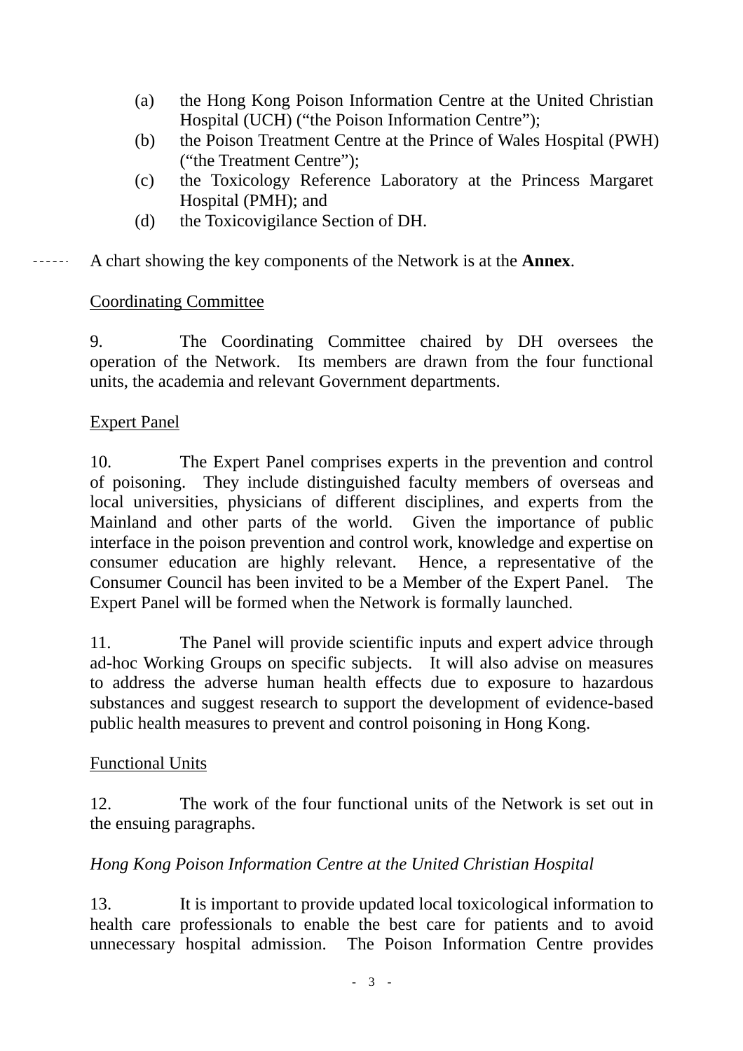(a) the Hong Kong Poison Information Centre at the United Christian Hospital (UCH) ("the Poison Information Centre");
(b) the Poison Treatment Centre at the Prince of Wales Hospital (PWH) ("the Treatment Centre");
(c) the Toxicology Reference Laboratory at the Princess Margaret Hospital (PMH); and
(d) the Toxicovigilance Section of DH.

A chart showing the key components of the Network is at the **Annex**.

<u>Coordinating Committee</u>

9. The Coordinating Committee chaired by DH oversees the operation of the Network. Its members are drawn from the four functional units, the academia and relevant Government departments.

<u>Expert Panel</u>

10. The Expert Panel comprises experts in the prevention and control of poisoning. They include distinguished faculty members of overseas and local universities, physicians of different disciplines, and experts from the Mainland and other parts of the world. Given the importance of public interface in the poison prevention and control work, knowledge and expertise on consumer education are highly relevant. Hence, a representative of the Consumer Council has been invited to be a Member of the Expert Panel. The Expert Panel will be formed when the Network is formally launched.

11. The Panel will provide scientific inputs and expert advice through ad-hoc Working Groups on specific subjects. It will also advise on measures to address the adverse human health effects due to exposure to hazardous substances and suggest research to support the development of evidence-based public health measures to prevent and control poisoning in Hong Kong.

<u>Functional Units</u>

12. The work of the four functional units of the Network is set out in the ensuing paragraphs.

*Hong Kong Poison Information Centre at the United Christian Hospital*

13. It is important to provide updated local toxicological information to health care professionals to enable the best care for patients and to avoid unnecessary hospital admission. The Poison Information Centre provides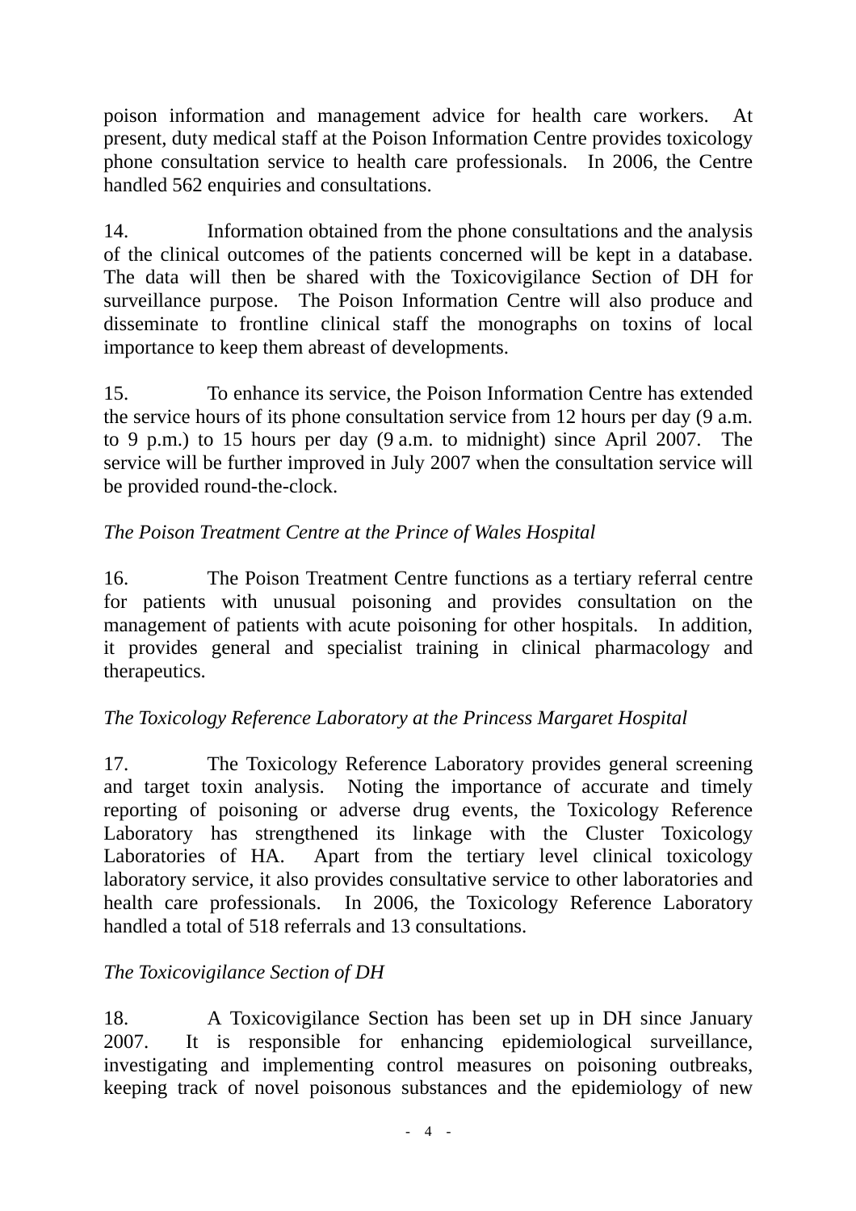poison information and management advice for health care workers. At present, duty medical staff at the Poison Information Centre provides toxicology phone consultation service to health care professionals. In 2006, the Centre handled 562 enquiries and consultations.

14. Information obtained from the phone consultations and the analysis of the clinical outcomes of the patients concerned will be kept in a database. The data will then be shared with the Toxicovigilance Section of DH for surveillance purpose. The Poison Information Centre will also produce and disseminate to frontline clinical staff the monographs on toxins of local importance to keep them abreast of developments.

15. To enhance its service, the Poison Information Centre has extended the service hours of its phone consultation service from 12 hours per day (9 a.m. to 9 p.m.) to 15 hours per day (9 a.m. to midnight) since April 2007. The service will be further improved in July 2007 when the consultation service will be provided round-the-clock.

*The Poison Treatment Centre at the Prince of Wales Hospital*

16. The Poison Treatment Centre functions as a tertiary referral centre for patients with unusual poisoning and provides consultation on the management of patients with acute poisoning for other hospitals. In addition, it provides general and specialist training in clinical pharmacology and therapeutics.

*The Toxicology Reference Laboratory at the Princess Margaret Hospital*

17. The Toxicology Reference Laboratory provides general screening and target toxin analysis. Noting the importance of accurate and timely reporting of poisoning or adverse drug events, the Toxicology Reference Laboratory has strengthened its linkage with the Cluster Toxicology Laboratories of HA. Apart from the tertiary level clinical toxicology laboratory service, it also provides consultative service to other laboratories and health care professionals. In 2006, the Toxicology Reference Laboratory handled a total of 518 referrals and 13 consultations.

*The Toxicovigilance Section of DH*

18. A Toxicovigilance Section has been set up in DH since January 2007. It is responsible for enhancing epidemiological surveillance, investigating and implementing control measures on poisoning outbreaks, keeping track of novel poisonous substances and the epidemiology of new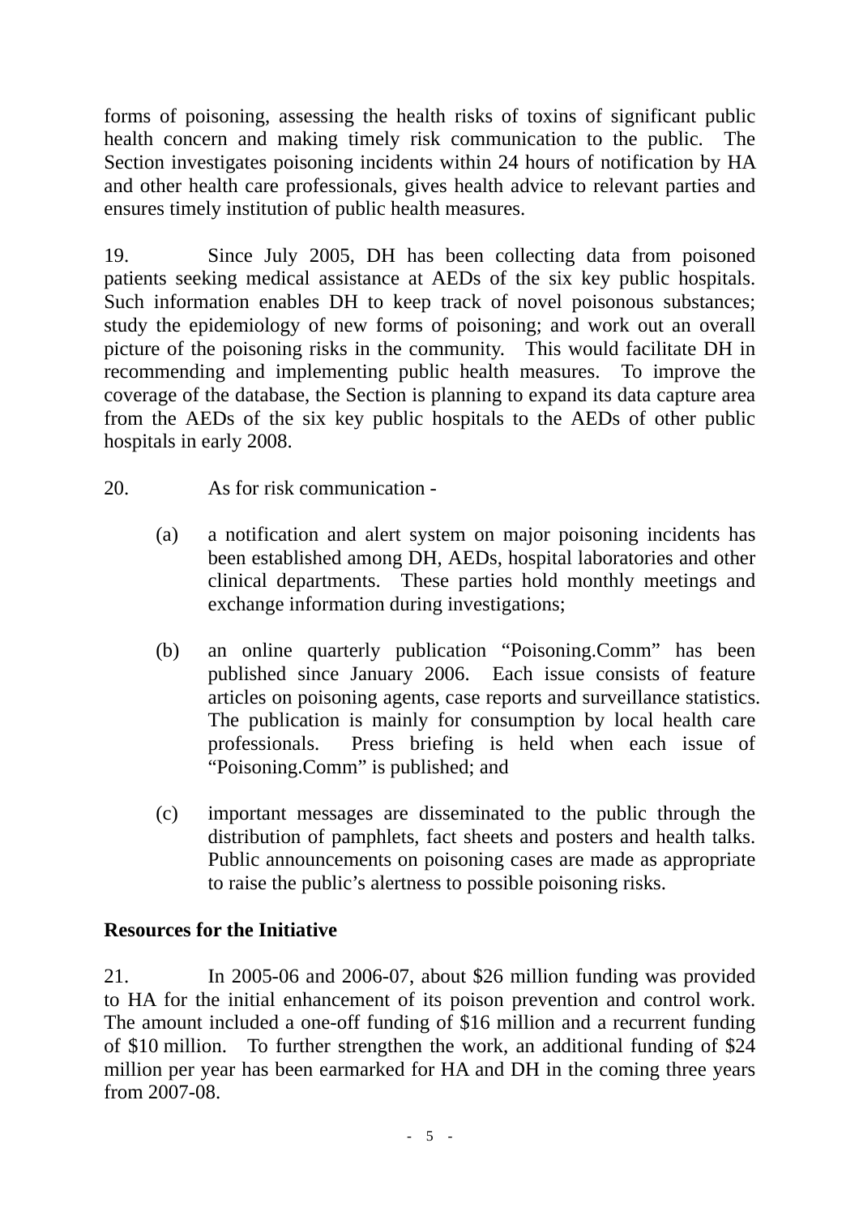forms of poisoning, assessing the health risks of toxins of significant public health concern and making timely risk communication to the public. The Section investigates poisoning incidents within 24 hours of notification by HA and other health care professionals, gives health advice to relevant parties and ensures timely institution of public health measures.

19. Since July 2005, DH has been collecting data from poisoned patients seeking medical assistance at AEDs of the six key public hospitals. Such information enables DH to keep track of novel poisonous substances; study the epidemiology of new forms of poisoning; and work out an overall picture of the poisoning risks in the community. This would facilitate DH in recommending and implementing public health measures. To improve the coverage of the database, the Section is planning to expand its data capture area from the AEDs of the six key public hospitals to the AEDs of other public hospitals in early 2008.

20. As for risk communication -

(a) a notification and alert system on major poisoning incidents has been established among DH, AEDs, hospital laboratories and other clinical departments. These parties hold monthly meetings and exchange information during investigations;

(b) an online quarterly publication "Poisoning.Comm" has been published since January 2006. Each issue consists of feature articles on poisoning agents, case reports and surveillance statistics. The publication is mainly for consumption by local health care professionals. Press briefing is held when each issue of "Poisoning.Comm" is published; and

(c) important messages are disseminated to the public through the distribution of pamphlets, fact sheets and posters and health talks. Public announcements on poisoning cases are made as appropriate to raise the public's alertness to possible poisoning risks.

**Resources for the Initiative**

21. In 2005-06 and 2006-07, about $26 million funding was provided to HA for the initial enhancement of its poison prevention and control work. The amount included a one-off funding of $16 million and a recurrent funding of $10 million. To further strengthen the work, an additional funding of $24 million per year has been earmarked for HA and DH in the coming three years from 2007-08.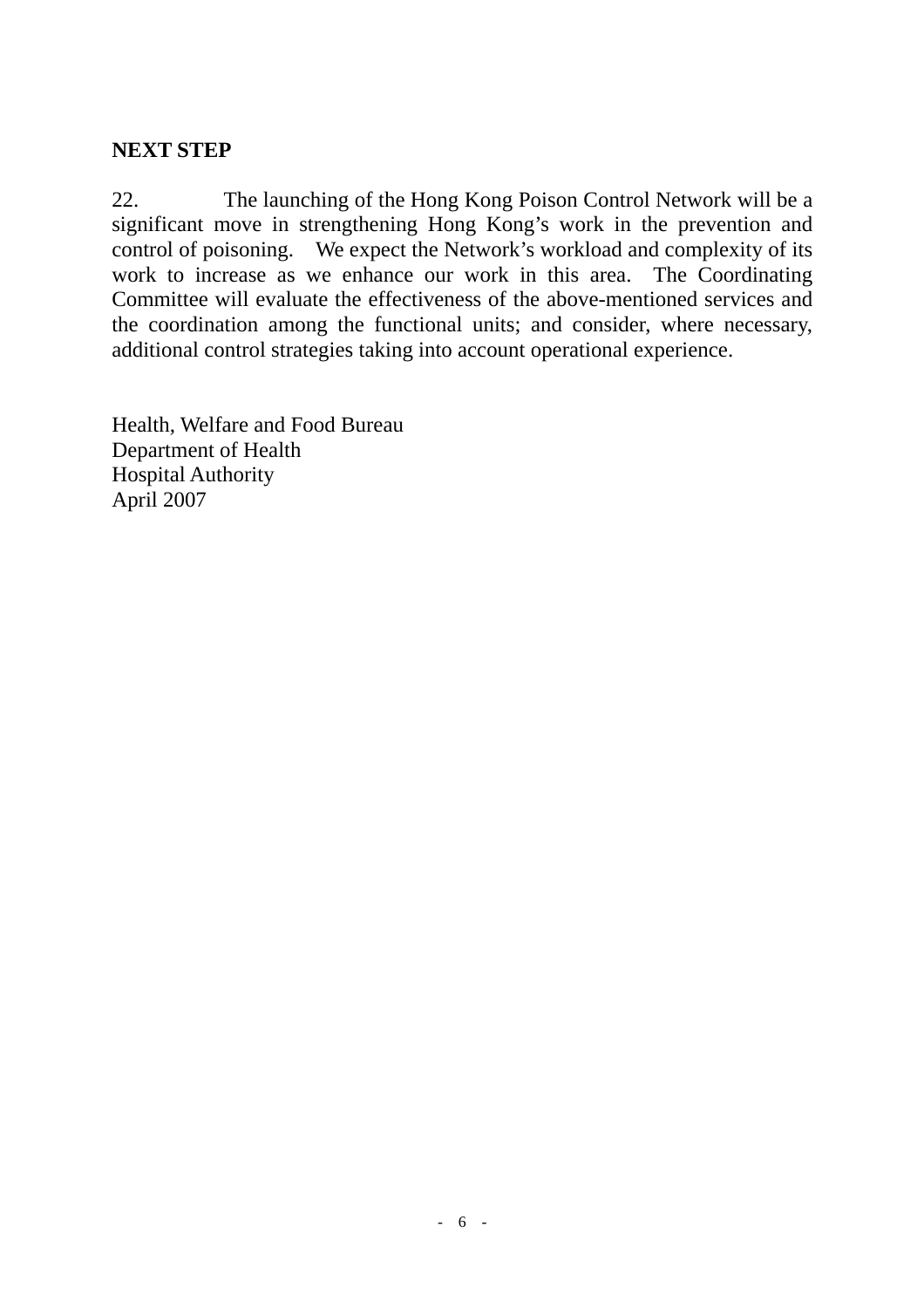**NEXT STEP**

22. The launching of the Hong Kong Poison Control Network will be a significant move in strengthening Hong Kong's work in the prevention and control of poisoning. We expect the Network's workload and complexity of its work to increase as we enhance our work in this area. The Coordinating Committee will evaluate the effectiveness of the above-mentioned services and the coordination among the functional units; and consider, where necessary, additional control strategies taking into account operational experience.

Health, Welfare and Food Bureau
Department of Health
Hospital Authority
April 2007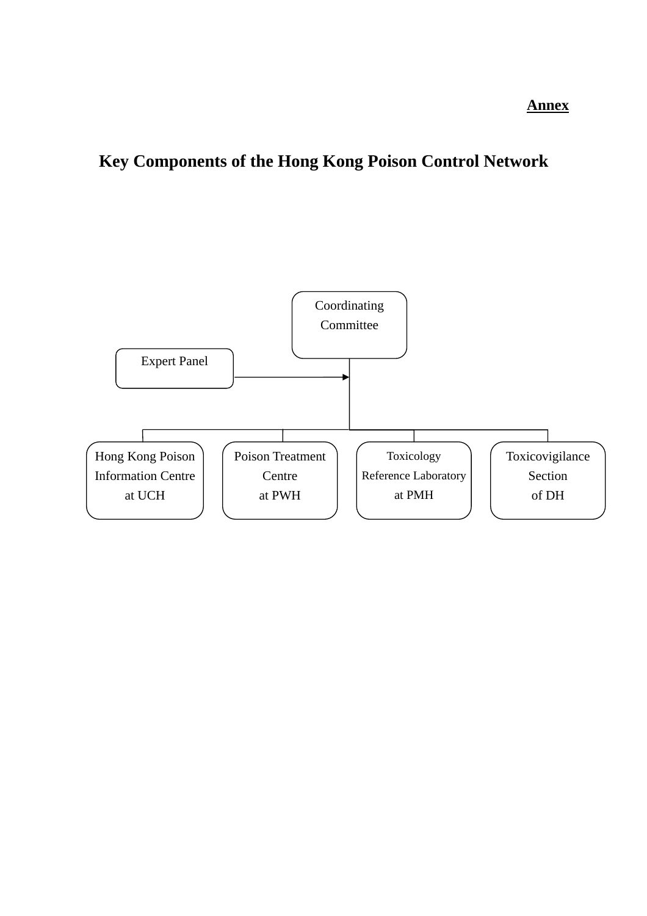**Annex**

# Key Components of the Hong Kong Poison Control Network

Coordinating Committee

Expert Panel

Hong Kong Poison Information Centre at UCH

Poison Treatment Centre at PWH

Toxicology Reference Laboratory at PMH

Toxicovigilance Section of DH